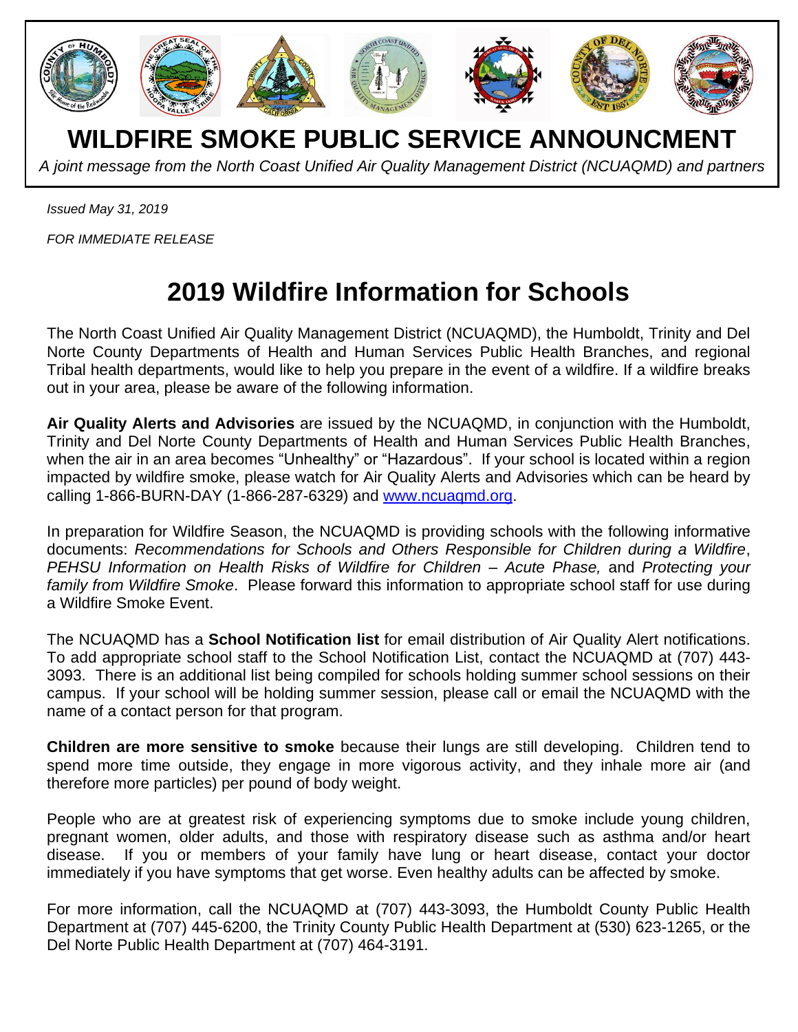# WILDFIRE SMOKE PUBLIC SERVICE ANNOUNCMENT

*A joint message from the North Coast Unified Air Quality Management District (NCUAQMD) and partners*

*Issued May 31, 2019*

*FOR IMMEDIATE RELEASE*

## 2019 Wildfire Information for Schools

The North Coast Unified Air Quality Management District (NCUAQMD), the Humboldt, Trinity and Del Norte County Departments of Health and Human Services Public Health Branches, and regional Tribal health departments, would like to help you prepare in the event of a wildfire. If a wildfire breaks out in your area, please be aware of the following information.

**Air Quality Alerts and Advisories** are issued by the NCUAQMD, in conjunction with the Humboldt, Trinity and Del Norte County Departments of Health and Human Services Public Health Branches, when the air in an area becomes "Unhealthy" or "Hazardous". If your school is located within a region impacted by wildfire smoke, please watch for Air Quality Alerts and Advisories which can be heard by calling 1-866-BURN-DAY (1-866-287-6329) and www.ncuaqmd.org.

In preparation for Wildfire Season, the NCUAQMD is providing schools with the following informative documents: *Recommendations for Schools and Others Responsible for Children during a Wildfire*, *PEHSU Information on Health Risks of Wildfire for Children – Acute Phase,* and *Protecting your family from Wildfire Smoke*. Please forward this information to appropriate school staff for use during a Wildfire Smoke Event.

The NCUAQMD has a **School Notification list** for email distribution of Air Quality Alert notifications. To add appropriate school staff to the School Notification List, contact the NCUAQMD at (707) 443-3093. There is an additional list being compiled for schools holding summer school sessions on their campus. If your school will be holding summer session, please call or email the NCUAQMD with the name of a contact person for that program.

**Children are more sensitive to smoke** because their lungs are still developing. Children tend to spend more time outside, they engage in more vigorous activity, and they inhale more air (and therefore more particles) per pound of body weight.

People who are at greatest risk of experiencing symptoms due to smoke include young children, pregnant women, older adults, and those with respiratory disease such as asthma and/or heart disease. If you or members of your family have lung or heart disease, contact your doctor immediately if you have symptoms that get worse. Even healthy adults can be affected by smoke.

For more information, call the NCUAQMD at (707) 443-3093, the Humboldt County Public Health Department at (707) 445-6200, the Trinity County Public Health Department at (530) 623-1265, or the Del Norte Public Health Department at (707) 464-3191.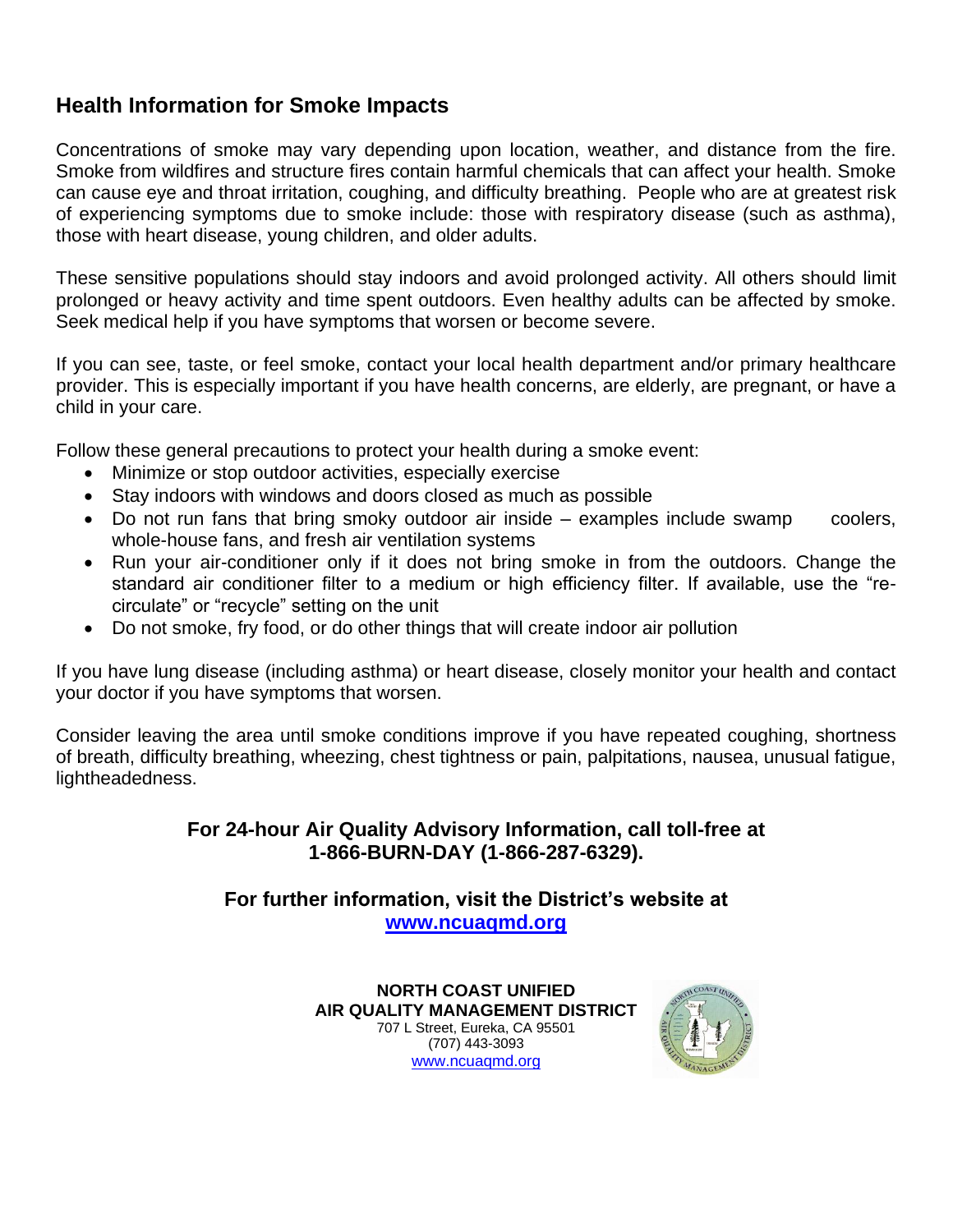## Health Information for Smoke Impacts

Concentrations of smoke may vary depending upon location, weather, and distance from the fire. Smoke from wildfires and structure fires contain harmful chemicals that can affect your health. Smoke can cause eye and throat irritation, coughing, and difficulty breathing. People who are at greatest risk of experiencing symptoms due to smoke include: those with respiratory disease (such as asthma), those with heart disease, young children, and older adults.

These sensitive populations should stay indoors and avoid prolonged activity. All others should limit prolonged or heavy activity and time spent outdoors. Even healthy adults can be affected by smoke. Seek medical help if you have symptoms that worsen or become severe.

If you can see, taste, or feel smoke, contact your local health department and/or primary healthcare provider. This is especially important if you have health concerns, are elderly, are pregnant, or have a child in your care.

Follow these general precautions to protect your health during a smoke event:

- Minimize or stop outdoor activities, especially exercise
- Stay indoors with windows and doors closed as much as possible
- Do not run fans that bring smoky outdoor air inside – examples include swamp coolers, whole-house fans, and fresh air ventilation systems
- Run your air-conditioner only if it does not bring smoke in from the outdoors. Change the standard air conditioner filter to a medium or high efficiency filter. If available, use the "re-circulate" or "recycle" setting on the unit
- Do not smoke, fry food, or do other things that will create indoor air pollution

If you have lung disease (including asthma) or heart disease, closely monitor your health and contact your doctor if you have symptoms that worsen.

Consider leaving the area until smoke conditions improve if you have repeated coughing, shortness of breath, difficulty breathing, wheezing, chest tightness or pain, palpitations, nausea, unusual fatigue, lightheadedness.

**For 24-hour Air Quality Advisory Information, call toll-free at 1-866-BURN-DAY (1-866-287-6329).**

**For further information, visit the District's website at [www.ncuaqmd.org](http://www.ncuaqmd.org)**

**NORTH COAST UNIFIED**
**AIR QUALITY MANAGEMENT DISTRICT**
707 L Street, Eureka, CA 95501
(707) 443-3093
[www.ncuaqmd.org](http://www.ncuaqmd.org)